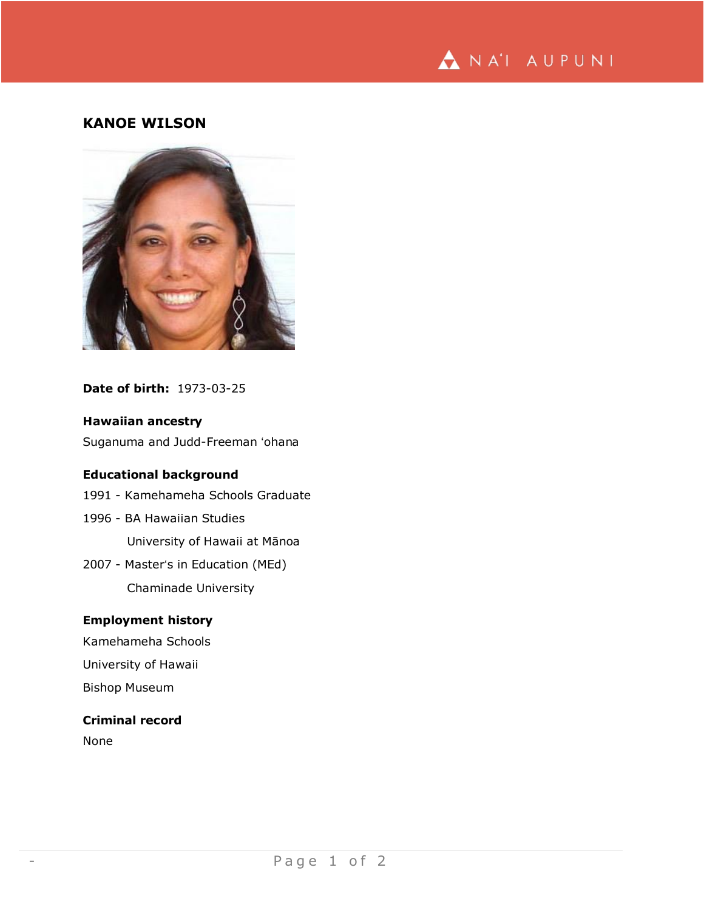# KANOE WILSON

**Date of birth:** 1973-03-25

**Hawaiian ancestry**

Suganuma and Judd-Freeman ʻohana

**Educational background**

1991 - Kamehameha Schools Graduate

1996 - BA Hawaiian Studies
University of Hawaii at Mānoa

2007 - Master's in Education (MEd)
Chaminade University

**Employment history**

Kamehameha Schools

University of Hawaii

Bishop Museum

**Criminal record**

None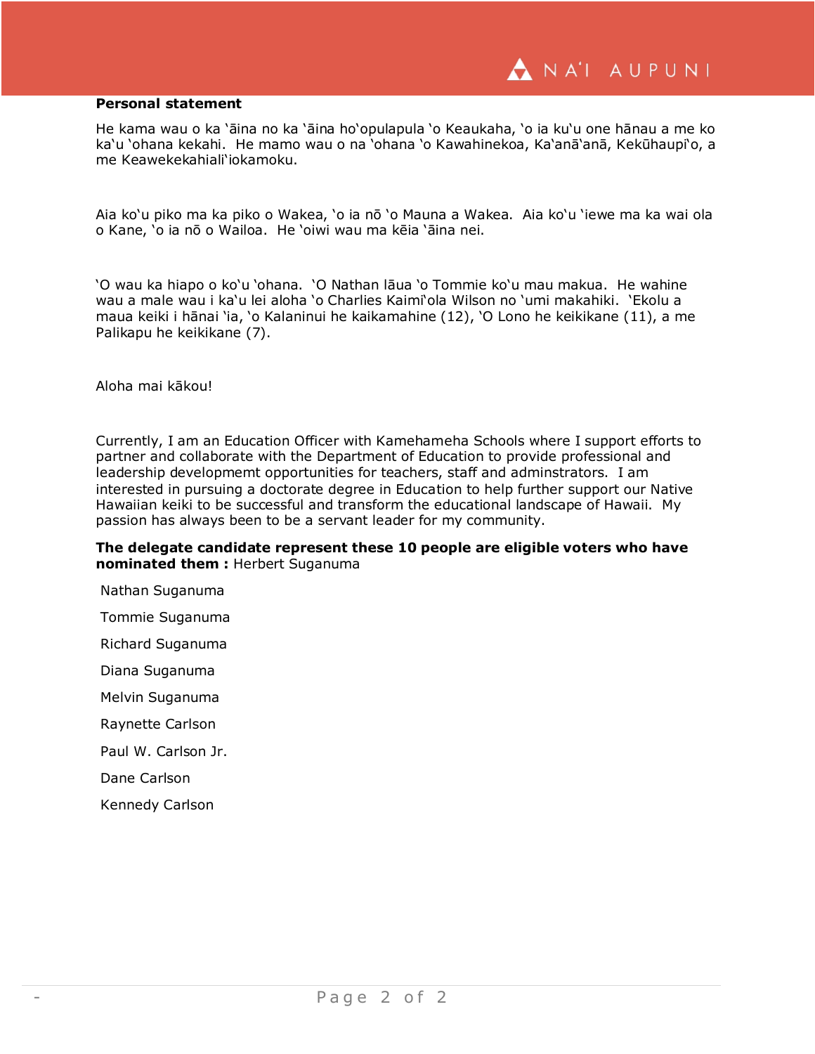**Personal statement**

He kama wau o ka ʻāina no ka ʻāina hoʻopulapula ʻo Keaukaha, ʻo ia kuʻu one hānau a me ko kaʻu ʻohana kekahi. He mamo wau o na ʻohana ʻo Kawahinekoa, Kaʻanāʻanā, Kekūhaupiʻo, a me Keawekekahialiʻiokamoku.

Aia koʻu piko ma ka piko o Wakea, ʻo ia nō ʻo Mauna a Wakea. Aia koʻu ʻiewe ma ka wai ola o Kane, ʻo ia nō o Wailoa. He ʻoiwi wau ma kēia ʻāina nei.

ʻO wau ka hiapo o koʻu ʻohana. ʻO Nathan lāua ʻo Tommie koʻu mau makua. He wahine wau a male wau i kaʻu lei aloha ʻo Charlies Kaimiʻola Wilson no ʻumi makahiki. ʻEkolu a maua keiki i hānai ʻia, ʻo Kalaninui he kaikamahine (12), ʻO Lono he keikikane (11), a me Palikapu he keikikane (7).

Aloha mai kākou!

Currently, I am an Education Officer with Kamehameha Schools where I support efforts to partner and collaborate with the Department of Education to provide professional and leadership developmemt opportunities for teachers, staff and adminstrators. I am interested in pursuing a doctorate degree in Education to help further support our Native Hawaiian keiki to be successful and transform the educational landscape of Hawaii. My passion has always been to be a servant leader for my community.

**The delegate candidate represent these 10 people are eligible voters who have nominated them :** Herbert Suganuma

Nathan Suganuma

Tommie Suganuma

Richard Suganuma

Diana Suganuma

Melvin Suganuma

Raynette Carlson

Paul W. Carlson Jr.

Dane Carlson

Kennedy Carlson